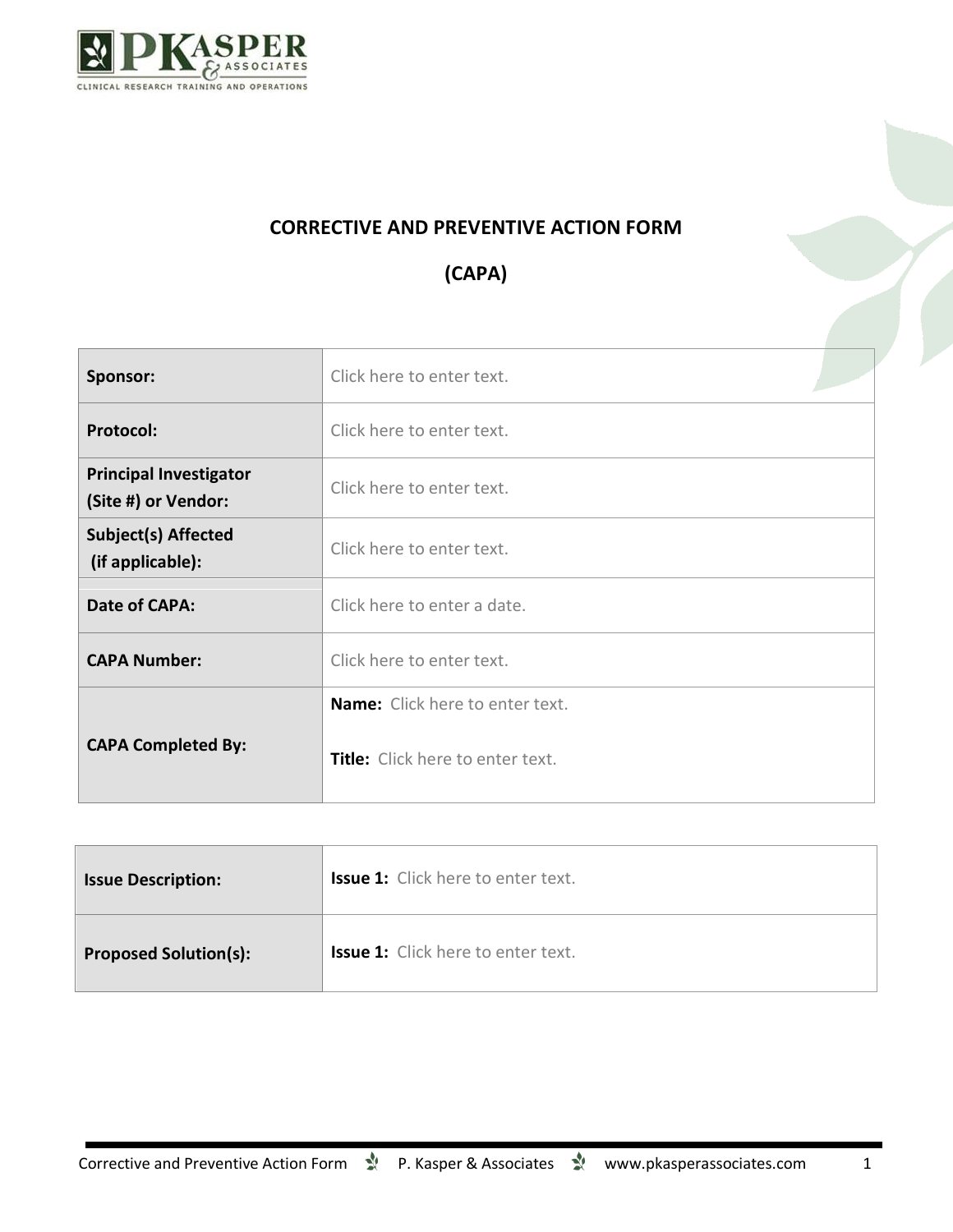# CORRECTIVE AND PREVENTIVE ACTION FORM

# (CAPA)

| | |
|---|---|
| **Sponsor:** | Click here to enter text. |
| **Protocol:** | Click here to enter text. |
| **Principal Investigator (Site #) or Vendor:** | Click here to enter text. |
| **Subject(s) Affected (if applicable):** | Click here to enter text. |
| **Date of CAPA:** | Click here to enter a date. |
| **CAPA Number:** | Click here to enter text. |
| **CAPA Completed By:** | **Name:** Click here to enter text.<br><br>**Title:** Click here to enter text. |

| | |
|---|---|
| **Issue Description:** | **Issue 1:** Click here to enter text. |
| **Proposed Solution(s):** | **Issue 1:** Click here to enter text. |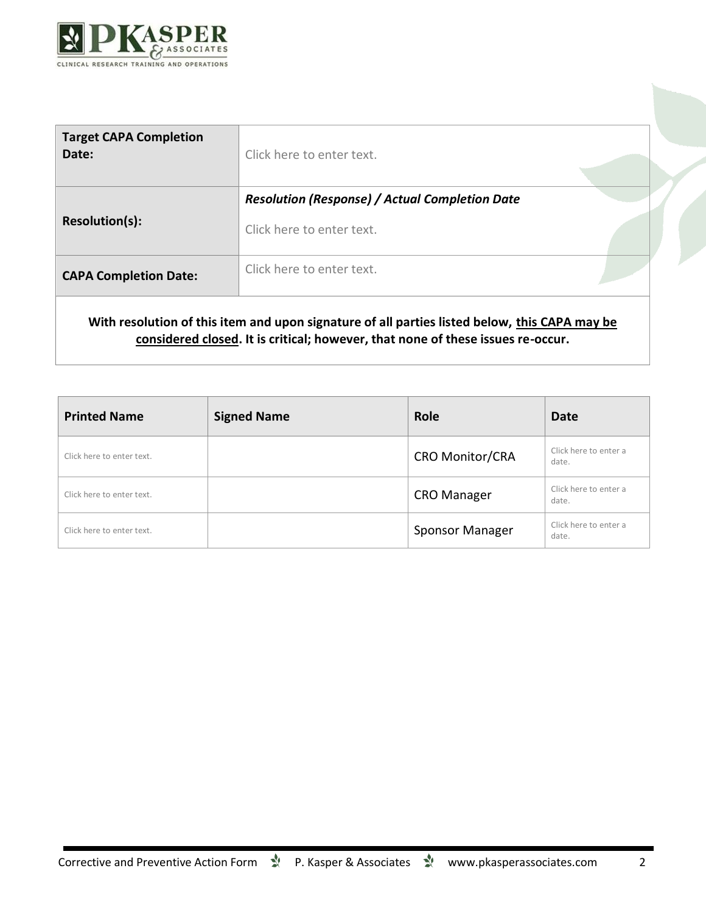| | |
|---|---|
| **Target CAPA Completion Date:** | Click here to enter text. |
| **Resolution(s):** | ***Resolution (Response) / Actual Completion Date*** Click here to enter text. |
| **CAPA Completion Date:** | Click here to enter text. |

**With resolution of this item and upon signature of all parties listed below, <u>this CAPA may be considered closed</u>. It is critical; however, that none of these issues re-occur.**

| Printed Name | Signed Name | Role | Date |
|---|---|---|---|
| Click here to enter text. | | CRO Monitor/CRA | Click here to enter a date. |
| Click here to enter text. | | CRO Manager | Click here to enter a date. |
| Click here to enter text. | | Sponsor Manager | Click here to enter a date. |